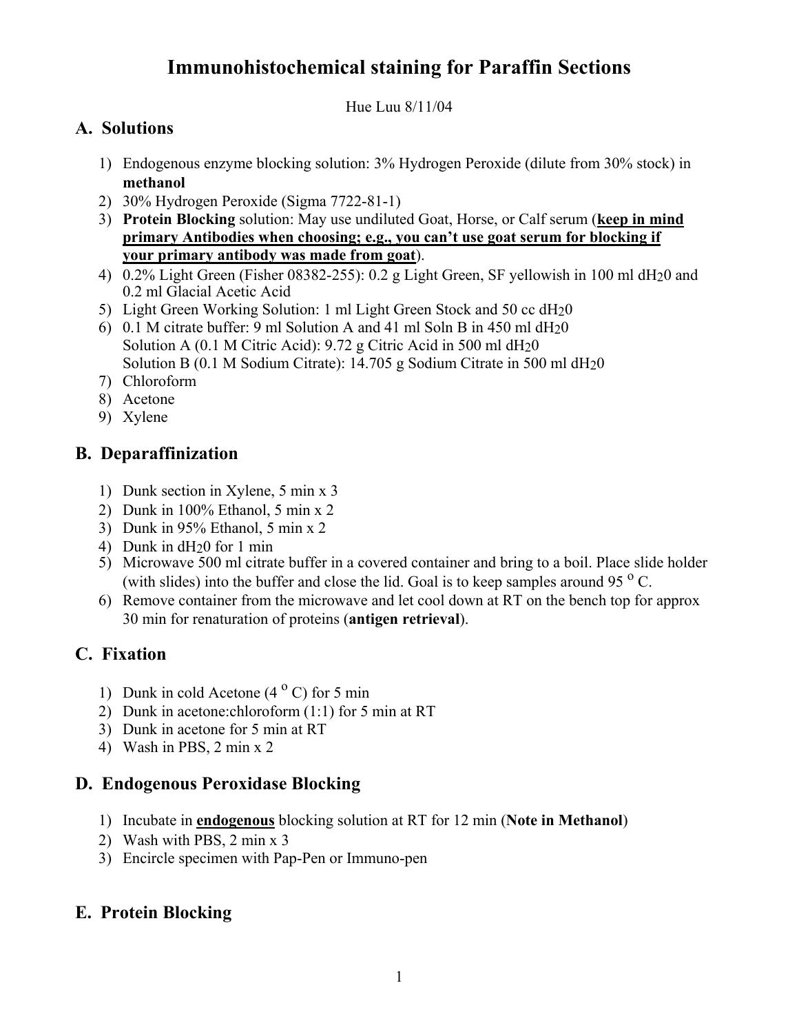# Immunohistochemical staining for Paraffin Sections

Hue Luu 8/11/04

## A. Solutions

1) Endogenous enzyme blocking solution: 3% Hydrogen Peroxide (dilute from 30% stock) in **methanol**
2) 30% Hydrogen Peroxide (Sigma 7722-81-1)
3) **Protein Blocking** solution: May use undiluted Goat, Horse, or Calf serum (**keep in mind primary Antibodies when choosing; e.g., you can't use goat serum for blocking if your primary antibody was made from goat**).
4) 0.2% Light Green (Fisher 08382-255): 0.2 g Light Green, SF yellowish in 100 ml $dH_20$ and 0.2 ml Glacial Acetic Acid
5) Light Green Working Solution: 1 ml Light Green Stock and 50 cc $dH_20$
6) 0.1 M citrate buffer: 9 ml Solution A and 41 ml Soln B in 450 ml $dH_20$
   Solution A (0.1 M Citric Acid): 9.72 g Citric Acid in 500 ml $dH_20$
   Solution B (0.1 M Sodium Citrate): 14.705 g Sodium Citrate in 500 ml $dH_20$
7) Chloroform
8) Acetone
9) Xylene

## B. Deparaffinization

1) Dunk section in Xylene, 5 min x 3
2) Dunk in 100% Ethanol, 5 min x 2
3) Dunk in 95% Ethanol, 5 min x 2
4) Dunk in $dH_20$ for 1 min
5) Microwave 500 ml citrate buffer in a covered container and bring to a boil. Place slide holder (with slides) into the buffer and close the lid. Goal is to keep samples around 95 $^{o}$ C.
6) Remove container from the microwave and let cool down at RT on the bench top for approx 30 min for renaturation of proteins (**antigen retrieval**).

## C. Fixation

1) Dunk in cold Acetone (4 $^{o}$ C) for 5 min
2) Dunk in acetone:chloroform (1:1) for 5 min at RT
3) Dunk in acetone for 5 min at RT
4) Wash in PBS, 2 min x 2

## D. Endogenous Peroxidase Blocking

1) Incubate in **endogenous** blocking solution at RT for 12 min (**Note in Methanol**)
2) Wash with PBS, 2 min x 3
3) Encircle specimen with Pap-Pen or Immuno-pen

## E. Protein Blocking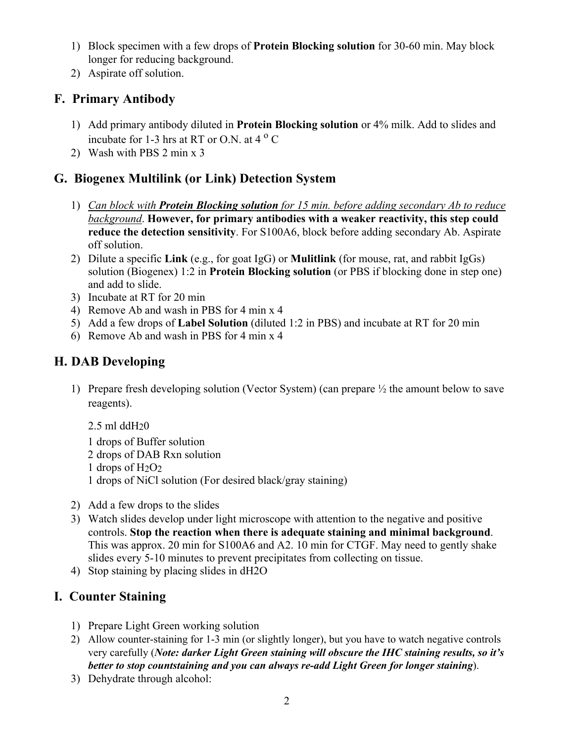1) Block specimen with a few drops of **Protein Blocking solution** for 30-60 min. May block longer for reducing background.
2) Aspirate off solution.

## F. Primary Antibody

1) Add primary antibody diluted in **Protein Blocking solution** or 4% milk. Add to slides and incubate for 1-3 hrs at RT or O.N. at 4 $^{o}$ C
2) Wash with PBS 2 min x 3

## G. Biogenex Multilink (or Link) Detection System

1) <u>*Can block with **Protein Blocking solution** for 15 min. before adding secondary Ab to reduce background*</u>. **However, for primary antibodies with a weaker reactivity, this step could reduce the detection sensitivity**. For S100A6, block before adding secondary Ab. Aspirate off solution.
2) Dilute a specific **Link** (e.g., for goat IgG) or **Mulitlink** (for mouse, rat, and rabbit IgGs) solution (Biogenex) 1:2 in **Protein Blocking solution** (or PBS if blocking done in step one) and add to slide.
3) Incubate at RT for 20 min
4) Remove Ab and wash in PBS for 4 min x 4
5) Add a few drops of **Label Solution** (diluted 1:2 in PBS) and incubate at RT for 20 min
6) Remove Ab and wash in PBS for 4 min x 4

## H. DAB Developing

1) Prepare fresh developing solution (Vector System) (can prepare ½ the amount below to save reagents).

   2.5 ml $ddH_20$

   1 drops of Buffer solution
   2 drops of DAB Rxn solution
   1 drops of $H_2O_2$
   1 drops of NiCl solution (For desired black/gray staining)

2) Add a few drops to the slides
3) Watch slides develop under light microscope with attention to the negative and positive controls. **Stop the reaction when there is adequate staining and minimal background**. This was approx. 20 min for S100A6 and A2. 10 min for CTGF. May need to gently shake slides every 5-10 minutes to prevent precipitates from collecting on tissue.
4) Stop staining by placing slides in dH2O

## I. Counter Staining

1) Prepare Light Green working solution
2) Allow counter-staining for 1-3 min (or slightly longer), but you have to watch negative controls very carefully (***Note: darker Light Green staining will obscure the IHC staining results, so it's better to stop countstaining and you can always re-add Light Green for longer staining***).
3) Dehydrate through alcohol: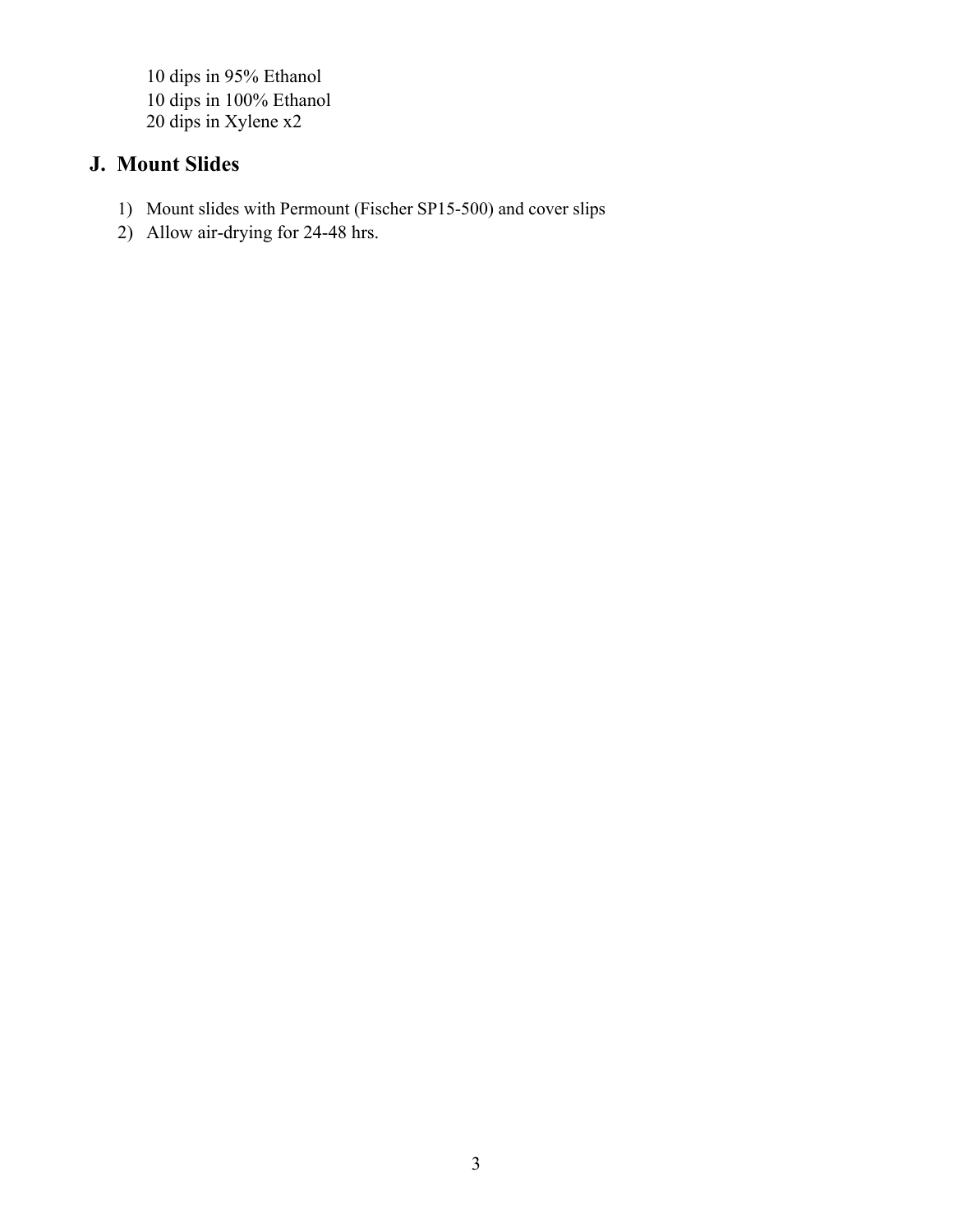10 dips in 95% Ethanol
10 dips in 100% Ethanol
20 dips in Xylene x2

## J. Mount Slides

1) Mount slides with Permount (Fischer SP15-500) and cover slips
2) Allow air-drying for 24-48 hrs.